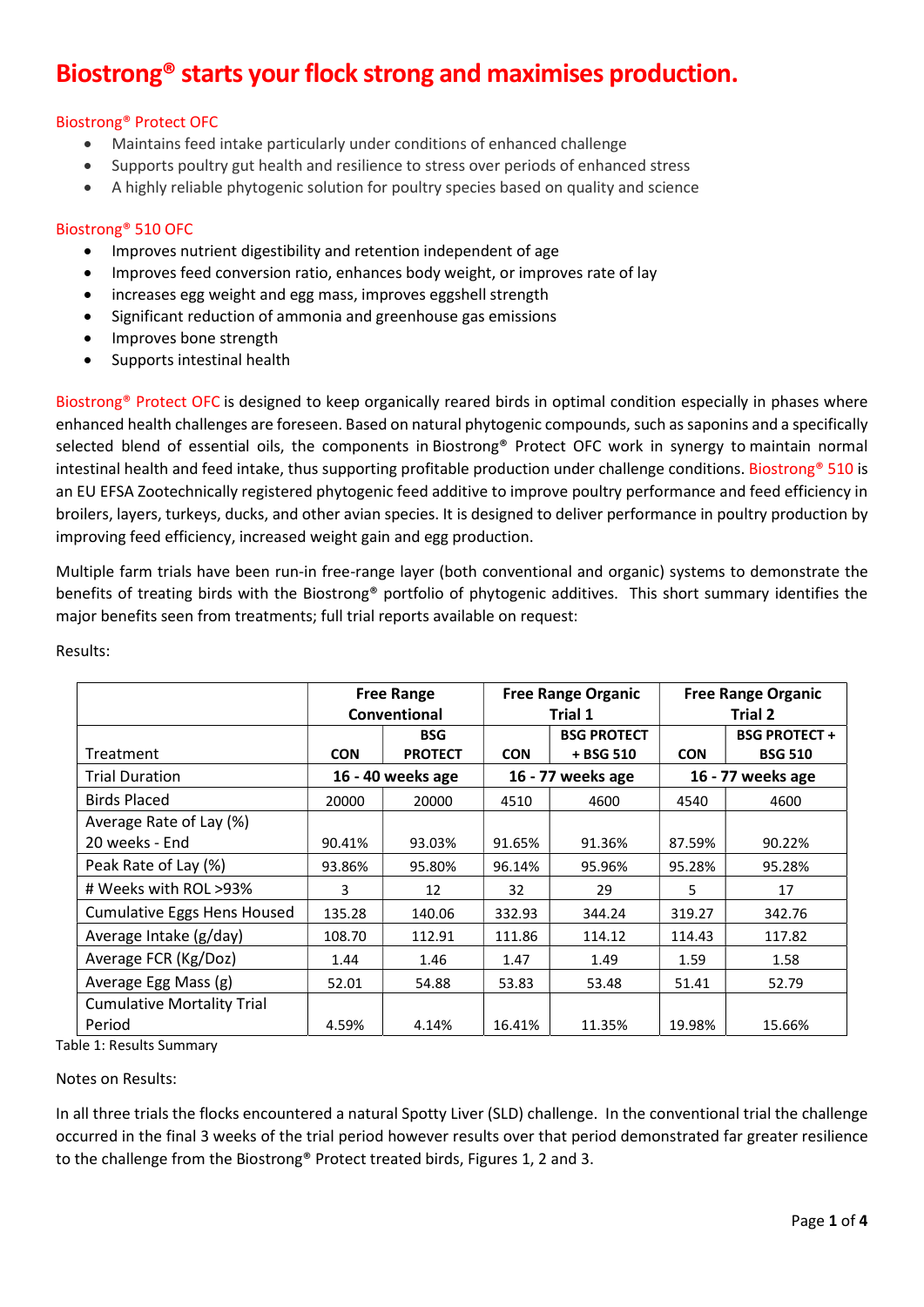# Biostrong® starts your flock strong and maximises production.

Biostrong® Protect OFC

- Maintains feed intake particularly under conditions of enhanced challenge
- Supports poultry gut health and resilience to stress over periods of enhanced stress
- A highly reliable phytogenic solution for poultry species based on quality and science

Biostrong® 510 OFC

- Improves nutrient digestibility and retention independent of age
- Improves feed conversion ratio, enhances body weight, or improves rate of lay
- increases egg weight and egg mass, improves eggshell strength
- Significant reduction of ammonia and greenhouse gas emissions
- Improves bone strength
- Supports intestinal health

Biostrong® Protect OFC is designed to keep organically reared birds in optimal condition especially in phases where enhanced health challenges are foreseen. Based on natural phytogenic compounds, such as saponins and a specifically selected blend of essential oils, the components in Biostrong® Protect OFC work in synergy to maintain normal intestinal health and feed intake, thus supporting profitable production under challenge conditions. Biostrong® 510 is an EU EFSA Zootechnically registered phytogenic feed additive to improve poultry performance and feed efficiency in broilers, layers, turkeys, ducks, and other avian species. It is designed to deliver performance in poultry production by improving feed efficiency, increased weight gain and egg production.

Multiple farm trials have been run-in free-range layer (both conventional and organic) systems to demonstrate the benefits of treating birds with the Biostrong® portfolio of phytogenic additives. This short summary identifies the major benefits seen from treatments; full trial reports available on request:

Results:

| | **Free Range Conventional** | | **Free Range Organic Trial 1** | | **Free Range Organic Trial 2** | |
|---|---|---|---|---|---|---|
| Treatment | **CON** | **BSG PROTECT** | **CON** | **BSG PROTECT + BSG 510** | **CON** | **BSG PROTECT + BSG 510** |
| Trial Duration | **16 - 40 weeks age** | | **16 - 77 weeks age** | | **16 - 77 weeks age** | |
| Birds Placed | 20000 | 20000 | 4510 | 4600 | 4540 | 4600 |
| Average Rate of Lay (%) 20 weeks - End | 90.41% | 93.03% | 91.65% | 91.36% | 87.59% | 90.22% |
| Peak Rate of Lay (%) | 93.86% | 95.80% | 96.14% | 95.96% | 95.28% | 95.28% |
| # Weeks with ROL >93% | 3 | 12 | 32 | 29 | 5 | 17 |
| Cumulative Eggs Hens Housed | 135.28 | 140.06 | 332.93 | 344.24 | 319.27 | 342.76 |
| Average Intake (g/day) | 108.70 | 112.91 | 111.86 | 114.12 | 114.43 | 117.82 |
| Average FCR (Kg/Doz) | 1.44 | 1.46 | 1.47 | 1.49 | 1.59 | 1.58 |
| Average Egg Mass (g) | 52.01 | 54.88 | 53.83 | 53.48 | 51.41 | 52.79 |
| Cumulative Mortality Trial Period | 4.59% | 4.14% | 16.41% | 11.35% | 19.98% | 15.66% |

Table 1: Results Summary

Notes on Results:

In all three trials the flocks encountered a natural Spotty Liver (SLD) challenge. In the conventional trial the challenge occurred in the final 3 weeks of the trial period however results over that period demonstrated far greater resilience to the challenge from the Biostrong® Protect treated birds, Figures 1, 2 and 3.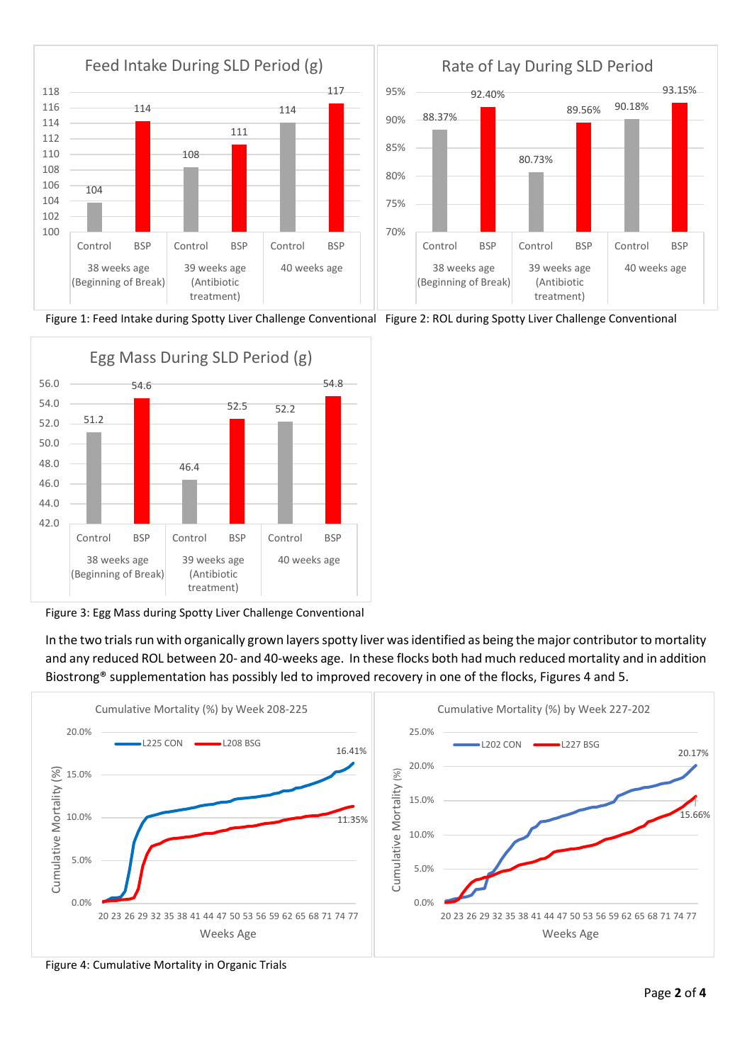Figure 1: Feed Intake during Spotty Liver Challenge Conventional

Figure 2: ROL during Spotty Liver Challenge Conventional

Figure 3: Egg Mass during Spotty Liver Challenge Conventional

In the two trials run with organically grown layers spotty liver was identified as being the major contributor to mortality and any reduced ROL between 20- and 40-weeks age. In these flocks both had much reduced mortality and in addition Biostrong® supplementation has possibly led to improved recovery in one of the flocks, Figures 4 and 5.

Figure 4: Cumulative Mortality in Organic Trials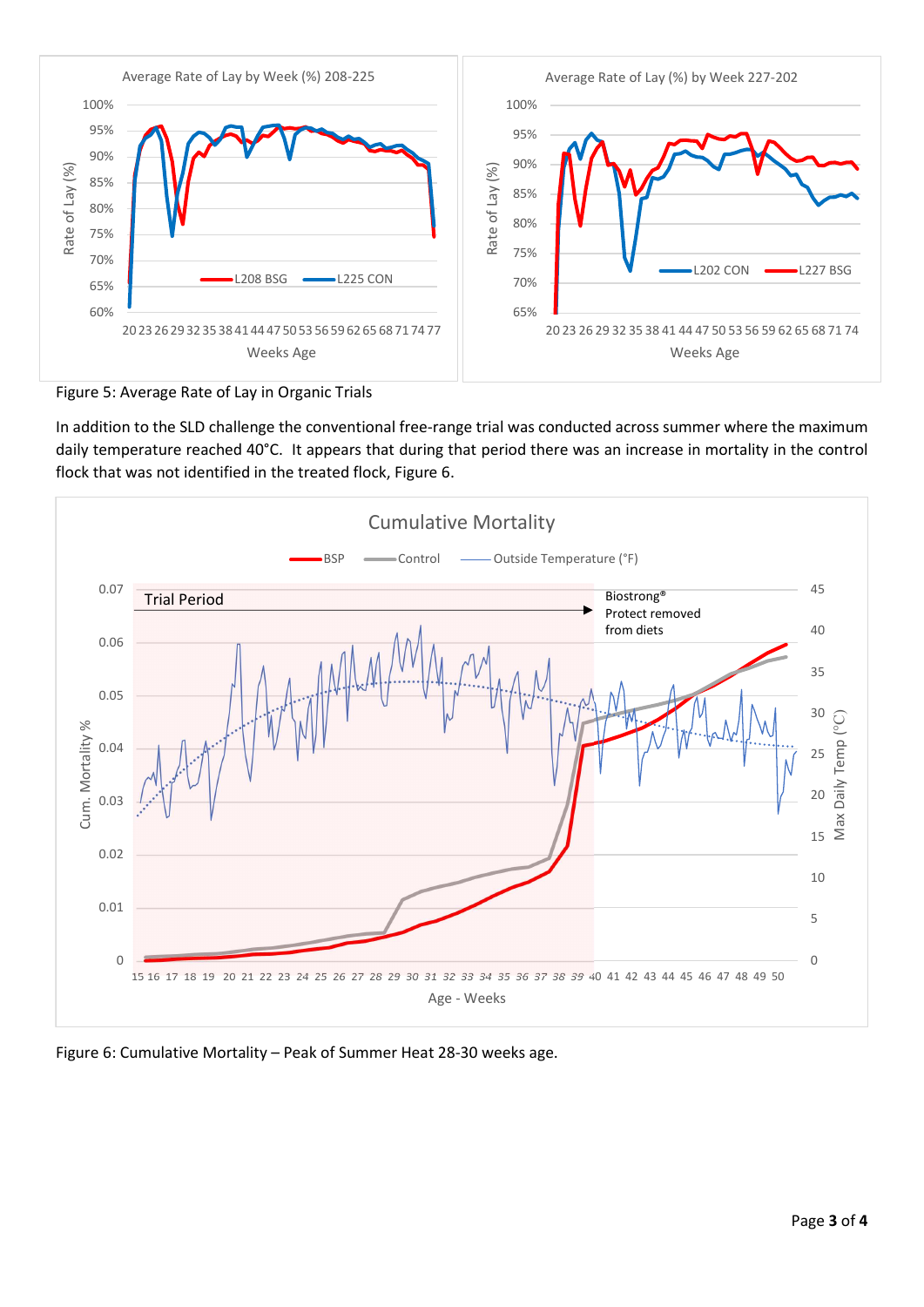Figure 5: Average Rate of Lay in Organic Trials

In addition to the SLD challenge the conventional free-range trial was conducted across summer where the maximum daily temperature reached 40°C. It appears that during that period there was an increase in mortality in the control flock that was not identified in the treated flock, Figure 6.

Figure 6: Cumulative Mortality – Peak of Summer Heat 28-30 weeks age.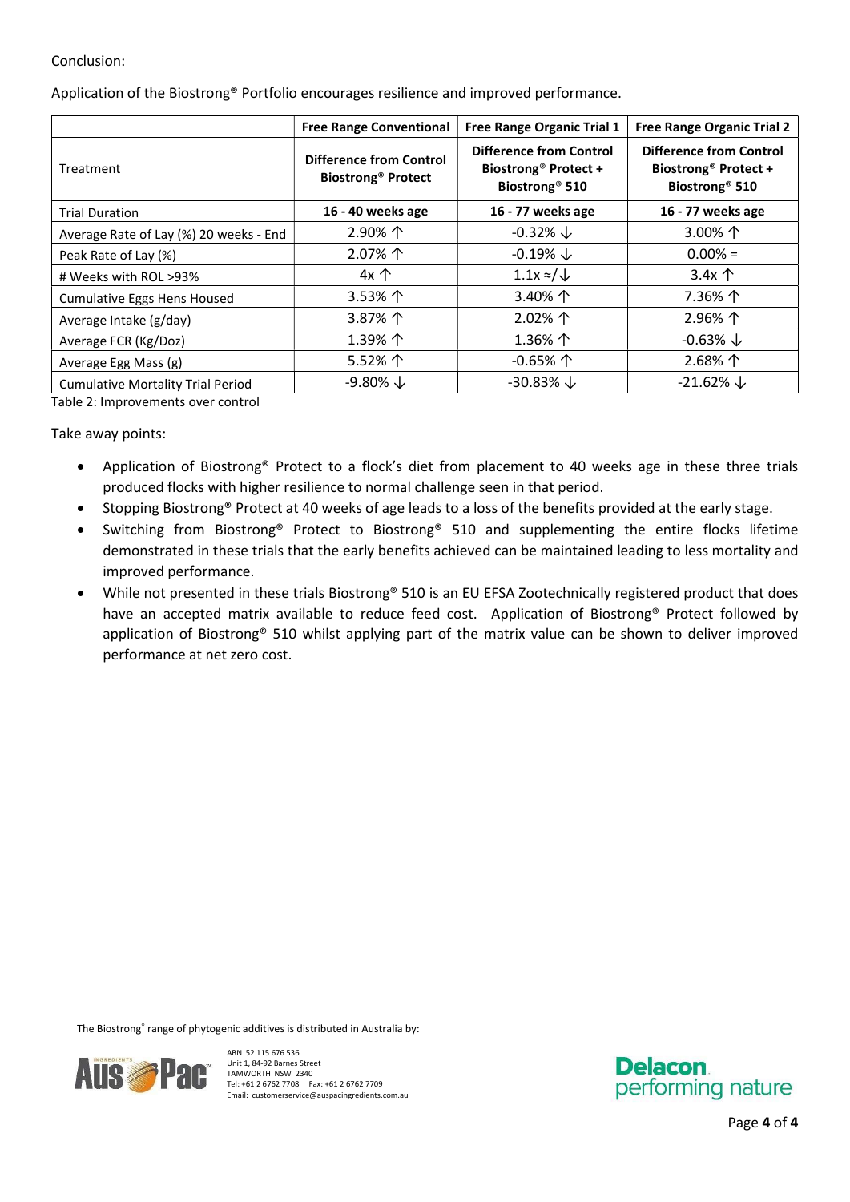Conclusion:

Application of the Biostrong® Portfolio encourages resilience and improved performance.

| | Free Range Conventional | Free Range Organic Trial 1 | Free Range Organic Trial 2 |
|---|---|---|---|
| Treatment | **Difference from Control Biostrong® Protect** | **Difference from Control Biostrong® Protect + Biostrong® 510** | **Difference from Control Biostrong® Protect + Biostrong® 510** |
| Trial Duration | **16 - 40 weeks age** | **16 - 77 weeks age** | **16 - 77 weeks age** |
| Average Rate of Lay (%) 20 weeks - End | 2.90% ↑ | -0.32% ↓ | 3.00% ↑ |
| Peak Rate of Lay (%) | 2.07% ↑ | -0.19% ↓ | 0.00% = |
| # Weeks with ROL >93% | 4x ↑ | 1.1x ≈/↓ | 3.4x ↑ |
| Cumulative Eggs Hens Housed | 3.53% ↑ | 3.40% ↑ | 7.36% ↑ |
| Average Intake (g/day) | 3.87% ↑ | 2.02% ↑ | 2.96% ↑ |
| Average FCR (Kg/Doz) | 1.39% ↑ | 1.36% ↑ | -0.63% ↓ |
| Average Egg Mass (g) | 5.52% ↑ | -0.65% ↑ | 2.68% ↑ |
| Cumulative Mortality Trial Period | -9.80% ↓ | -30.83% ↓ | -21.62% ↓ |

Table 2: Improvements over control

Take away points:

- Application of Biostrong® Protect to a flock's diet from placement to 40 weeks age in these three trials produced flocks with higher resilience to normal challenge seen in that period.
- Stopping Biostrong® Protect at 40 weeks of age leads to a loss of the benefits provided at the early stage.
- Switching from Biostrong® Protect to Biostrong® 510 and supplementing the entire flocks lifetime demonstrated in these trials that the early benefits achieved can be maintained leading to less mortality and improved performance.
- While not presented in these trials Biostrong® 510 is an EU EFSA Zootechnically registered product that does have an accepted matrix available to reduce feed cost. Application of Biostrong® Protect followed by application of Biostrong® 510 whilst applying part of the matrix value can be shown to deliver improved performance at net zero cost.

The Biostrong® range of phytogenic additives is distributed in Australia by:

AusPac Ingredients
ABN 52 115 676 536
Unit 1, 84-92 Barnes Street
TAMWORTH NSW 2340
Tel: +61 2 6762 7708 Fax: +61 2 6762 7709
Email: customerservice@auspacingredients.com.au

Delacon. performing nature